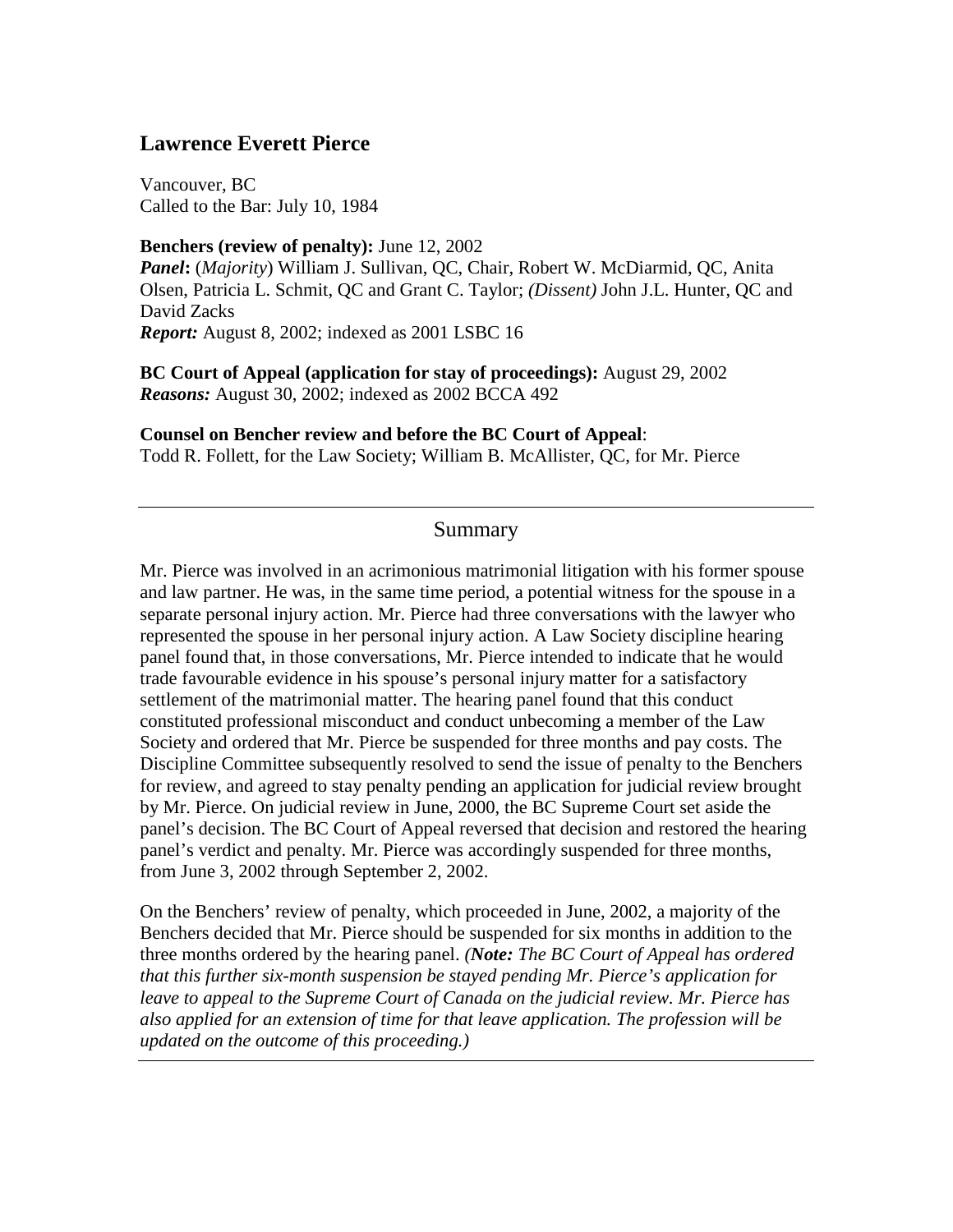## Lawrence Everett Pierce

Vancouver, BC
Called to the Bar: July 10, 1984

**Benchers (review of penalty):** June 12, 2002
***Panel*:** (*Majority*) William J. Sullivan, QC, Chair, Robert W. McDiarmid, QC, Anita Olsen, Patricia L. Schmit, QC and Grant C. Taylor; *(Dissent)* John J.L. Hunter, QC and David Zacks
***Report:*** August 8, 2002; indexed as 2001 LSBC 16

**BC Court of Appeal (application for stay of proceedings):** August 29, 2002
***Reasons:*** August 30, 2002; indexed as 2002 BCCA 492

**Counsel on Bencher review and before the BC Court of Appeal**:
Todd R. Follett, for the Law Society; William B. McAllister, QC, for Mr. Pierce

---

### Summary

Mr. Pierce was involved in an acrimonious matrimonial litigation with his former spouse and law partner. He was, in the same time period, a potential witness for the spouse in a separate personal injury action. Mr. Pierce had three conversations with the lawyer who represented the spouse in her personal injury action. A Law Society discipline hearing panel found that, in those conversations, Mr. Pierce intended to indicate that he would trade favourable evidence in his spouse's personal injury matter for a satisfactory settlement of the matrimonial matter. The hearing panel found that this conduct constituted professional misconduct and conduct unbecoming a member of the Law Society and ordered that Mr. Pierce be suspended for three months and pay costs. The Discipline Committee subsequently resolved to send the issue of penalty to the Benchers for review, and agreed to stay penalty pending an application for judicial review brought by Mr. Pierce. On judicial review in June, 2000, the BC Supreme Court set aside the panel's decision. The BC Court of Appeal reversed that decision and restored the hearing panel's verdict and penalty. Mr. Pierce was accordingly suspended for three months, from June 3, 2002 through September 2, 2002.

On the Benchers' review of penalty, which proceeded in June, 2002, a majority of the Benchers decided that Mr. Pierce should be suspended for six months in addition to the three months ordered by the hearing panel. *(**Note:** The BC Court of Appeal has ordered that this further six-month suspension be stayed pending Mr. Pierce's application for leave to appeal to the Supreme Court of Canada on the judicial review. Mr. Pierce has also applied for an extension of time for that leave application. The profession will be updated on the outcome of this proceeding.)*

---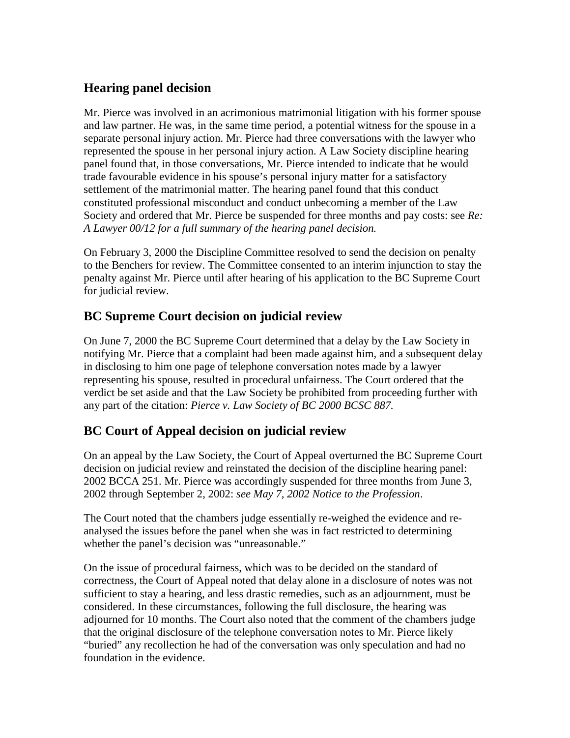## Hearing panel decision

Mr. Pierce was involved in an acrimonious matrimonial litigation with his former spouse and law partner. He was, in the same time period, a potential witness for the spouse in a separate personal injury action. Mr. Pierce had three conversations with the lawyer who represented the spouse in her personal injury action. A Law Society discipline hearing panel found that, in those conversations, Mr. Pierce intended to indicate that he would trade favourable evidence in his spouse's personal injury matter for a satisfactory settlement of the matrimonial matter. The hearing panel found that this conduct constituted professional misconduct and conduct unbecoming a member of the Law Society and ordered that Mr. Pierce be suspended for three months and pay costs: see *Re: A Lawyer 00/12 for a full summary of the hearing panel decision.*

On February 3, 2000 the Discipline Committee resolved to send the decision on penalty to the Benchers for review. The Committee consented to an interim injunction to stay the penalty against Mr. Pierce until after hearing of his application to the BC Supreme Court for judicial review.

## BC Supreme Court decision on judicial review

On June 7, 2000 the BC Supreme Court determined that a delay by the Law Society in notifying Mr. Pierce that a complaint had been made against him, and a subsequent delay in disclosing to him one page of telephone conversation notes made by a lawyer representing his spouse, resulted in procedural unfairness. The Court ordered that the verdict be set aside and that the Law Society be prohibited from proceeding further with any part of the citation: *Pierce v. Law Society of BC 2000 BCSC 887.*

## BC Court of Appeal decision on judicial review

On an appeal by the Law Society, the Court of Appeal overturned the BC Supreme Court decision on judicial review and reinstated the decision of the discipline hearing panel: 2002 BCCA 251. Mr. Pierce was accordingly suspended for three months from June 3, 2002 through September 2, 2002: *see May 7, 2002 Notice to the Profession*.

The Court noted that the chambers judge essentially re-weighed the evidence and re-analysed the issues before the panel when she was in fact restricted to determining whether the panel's decision was "unreasonable."

On the issue of procedural fairness, which was to be decided on the standard of correctness, the Court of Appeal noted that delay alone in a disclosure of notes was not sufficient to stay a hearing, and less drastic remedies, such as an adjournment, must be considered. In these circumstances, following the full disclosure, the hearing was adjourned for 10 months. The Court also noted that the comment of the chambers judge that the original disclosure of the telephone conversation notes to Mr. Pierce likely "buried" any recollection he had of the conversation was only speculation and had no foundation in the evidence.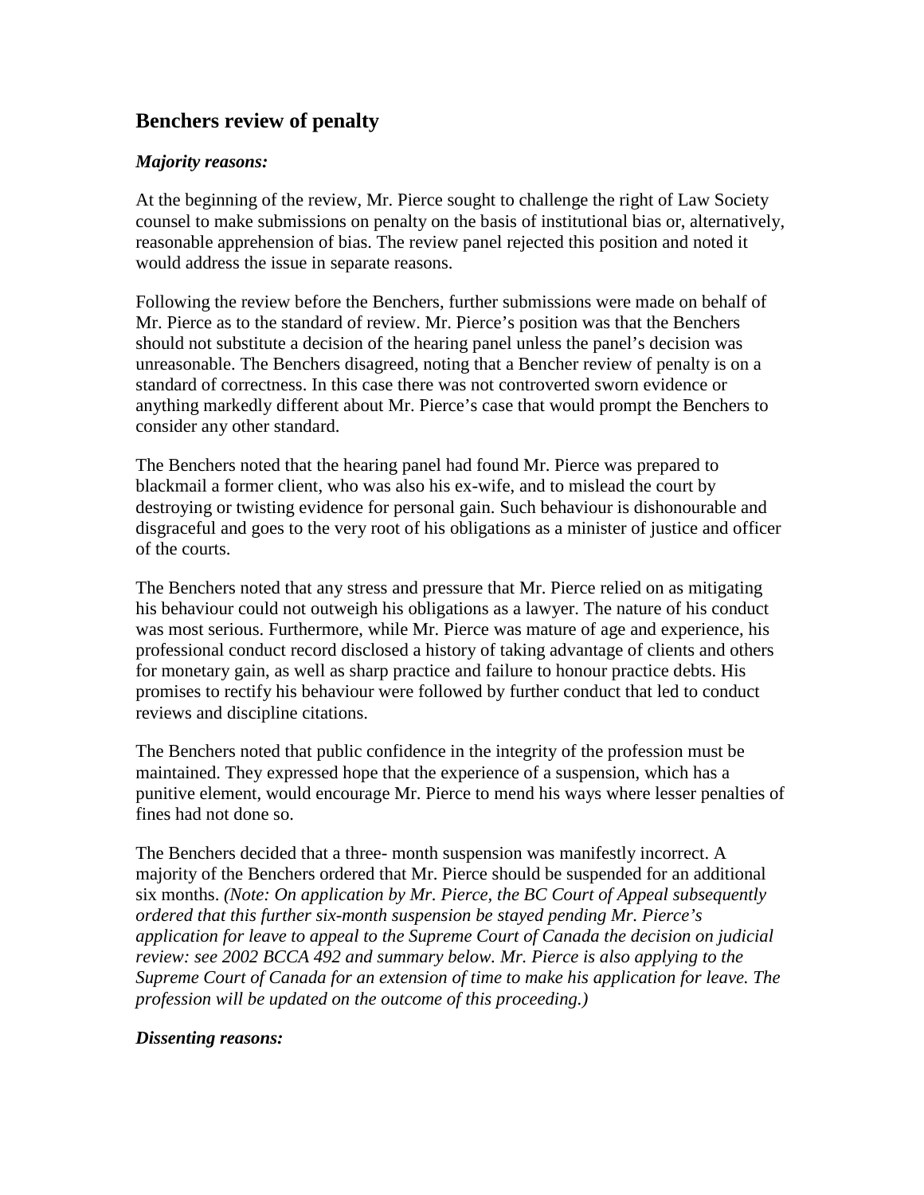## Benchers review of penalty

### *Majority reasons:*

At the beginning of the review, Mr. Pierce sought to challenge the right of Law Society counsel to make submissions on penalty on the basis of institutional bias or, alternatively, reasonable apprehension of bias. The review panel rejected this position and noted it would address the issue in separate reasons.

Following the review before the Benchers, further submissions were made on behalf of Mr. Pierce as to the standard of review. Mr. Pierce's position was that the Benchers should not substitute a decision of the hearing panel unless the panel's decision was unreasonable. The Benchers disagreed, noting that a Bencher review of penalty is on a standard of correctness. In this case there was not controverted sworn evidence or anything markedly different about Mr. Pierce's case that would prompt the Benchers to consider any other standard.

The Benchers noted that the hearing panel had found Mr. Pierce was prepared to blackmail a former client, who was also his ex-wife, and to mislead the court by destroying or twisting evidence for personal gain. Such behaviour is dishonourable and disgraceful and goes to the very root of his obligations as a minister of justice and officer of the courts.

The Benchers noted that any stress and pressure that Mr. Pierce relied on as mitigating his behaviour could not outweigh his obligations as a lawyer. The nature of his conduct was most serious. Furthermore, while Mr. Pierce was mature of age and experience, his professional conduct record disclosed a history of taking advantage of clients and others for monetary gain, as well as sharp practice and failure to honour practice debts. His promises to rectify his behaviour were followed by further conduct that led to conduct reviews and discipline citations.

The Benchers noted that public confidence in the integrity of the profession must be maintained. They expressed hope that the experience of a suspension, which has a punitive element, would encourage Mr. Pierce to mend his ways where lesser penalties of fines had not done so.

The Benchers decided that a three- month suspension was manifestly incorrect. A majority of the Benchers ordered that Mr. Pierce should be suspended for an additional six months. *(Note: On application by Mr. Pierce, the BC Court of Appeal subsequently ordered that this further six-month suspension be stayed pending Mr. Pierce's application for leave to appeal to the Supreme Court of Canada the decision on judicial review: see 2002 BCCA 492 and summary below. Mr. Pierce is also applying to the Supreme Court of Canada for an extension of time to make his application for leave. The profession will be updated on the outcome of this proceeding.)*

### *Dissenting reasons:*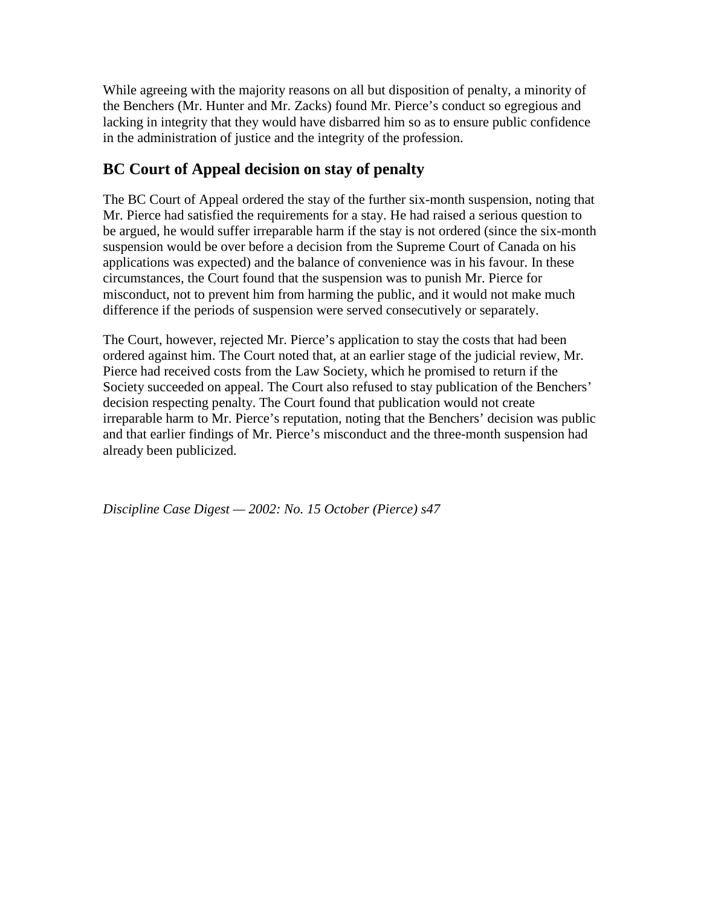While agreeing with the majority reasons on all but disposition of penalty, a minority of the Benchers (Mr. Hunter and Mr. Zacks) found Mr. Pierce's conduct so egregious and lacking in integrity that they would have disbarred him so as to ensure public confidence in the administration of justice and the integrity of the profession.

## BC Court of Appeal decision on stay of penalty

The BC Court of Appeal ordered the stay of the further six-month suspension, noting that Mr. Pierce had satisfied the requirements for a stay. He had raised a serious question to be argued, he would suffer irreparable harm if the stay is not ordered (since the six-month suspension would be over before a decision from the Supreme Court of Canada on his applications was expected) and the balance of convenience was in his favour. In these circumstances, the Court found that the suspension was to punish Mr. Pierce for misconduct, not to prevent him from harming the public, and it would not make much difference if the periods of suspension were served consecutively or separately.

The Court, however, rejected Mr. Pierce's application to stay the costs that had been ordered against him. The Court noted that, at an earlier stage of the judicial review, Mr. Pierce had received costs from the Law Society, which he promised to return if the Society succeeded on appeal. The Court also refused to stay publication of the Benchers' decision respecting penalty. The Court found that publication would not create irreparable harm to Mr. Pierce's reputation, noting that the Benchers' decision was public and that earlier findings of Mr. Pierce's misconduct and the three-month suspension had already been publicized.

*Discipline Case Digest — 2002: No. 15 October (Pierce) s47*